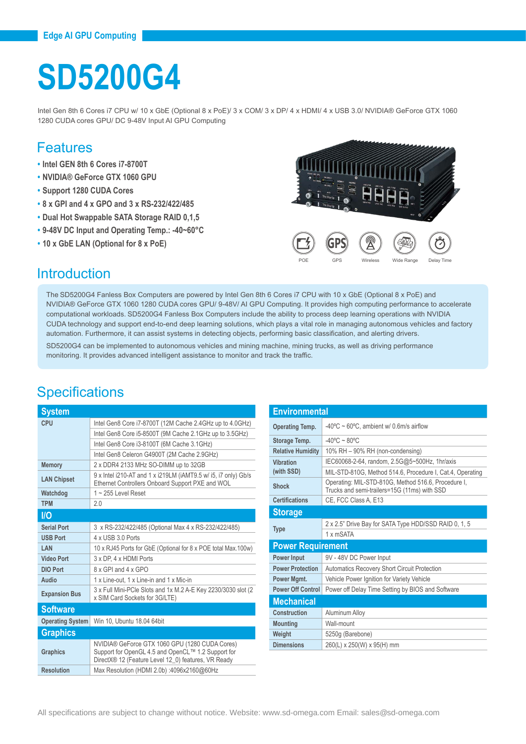Edge AI GPU Computing

# SD5200G4

Intel Gen 8th 6 Cores i7 CPU w/ 10 x GbE (Optional 8 x PoE)/ 3 x COM/ 3 x DP/ 4 x HDMI/ 4 x USB 3.0/ NVIDIA® GeForce GTX 1060 1280 CUDA cores GPU/ DC 9-48V Input AI GPU Computing

## Features

- Intel GEN 8th 6 Cores i7-8700T
- NVIDIA® GeForce GTX 1060 GPU
- Support 1280 CUDA Cores
- 8 x GPI and 4 x GPO and 3 x RS-232/422/485
- Dual Hot Swappable SATA Storage RAID 0,1,5
- 9-48V DC Input and Operating Temp.: -40~60°C
- 10 x GbE LAN (Optional for 8 x PoE)

POE GPS Wireless Wide Range Delay Time

## Introduction

The SD5200G4 Fanless Box Computers are powered by Intel Gen 8th 6 Cores i7 CPU with 10 x GbE (Optional 8 x PoE) and NVIDIA® GeForce GTX 1060 1280 CUDA cores GPU/ 9-48V/ AI GPU Computing. It provides high computing performance to accelerate computational workloads. SD5200G4 Fanless Box Computers include the ability to process deep learning operations with NVIDIA CUDA technology and support end-to-end deep learning solutions, which plays a vital role in managing autonomous vehicles and factory automation. Furthermore, it can assist systems in detecting objects, performing basic classification, and alerting drivers.

SD5200G4 can be implemented to autonomous vehicles and mining machine, mining trucks, as well as driving performance monitoring. It provides advanced intelligent assistance to monitor and track the traffic.

## Specifications

| System | |
|---|---|
| CPU | Intel Gen8 Core i7-8700T (12M Cache 2.4GHz up to 4.0GHz) |
| | Intel Gen8 Core i5-8500T (9M Cache 2.1GHz up to 3.5GHz) |
| | Intel Gen8 Core i3-8100T (6M Cache 3.1GHz) |
| | Intel Gen8 Celeron G4900T (2M Cache 2.9GHz) |
| Memory | 2 x DDR4 2133 MHz SO-DIMM up to 32GB |
| LAN Chipset | 9 x Intel i210-AT and 1 x i219LM (iAMT9.5 w/ i5, i7 only) Gb/s Ethernet Controllers Onboard Support PXE and WOL |
| Watchdog | 1 ~ 255 Level Reset |
| TPM | 2.0 |
| **I/O** | |
| Serial Port | 3 x RS-232/422/485 (Optional Max 4 x RS-232/422/485) |
| USB Port | 4 x USB 3.0 Ports |
| LAN | 10 x RJ45 Ports for GbE (Optional for 8 x POE total Max.100w) |
| Video Port | 3 x DP, 4 x HDMI Ports |
| DIO Port | 8 x GPI and 4 x GPO |
| Audio | 1 x Line-out, 1 x Line-in and 1 x Mic-in |
| Expansion Bus | 3 x Full Mini-PCIe Slots and 1x M.2 A-E Key 2230/3030 slot (2 x SIM Card Sockets for 3G/LTE) |
| **Software** | |
| Operating System | Win 10, Ubuntu 18.04 64bit |
| **Graphics** | |
| Graphics | NVIDIA® GeForce GTX 1060 GPU (1280 CUDA Cores) Support for OpenGL 4.5 and OpenCL™ 1.2 Support for DirectX® 12 (Feature Level 12_0) features, VR Ready |
| Resolution | Max Resolution (HDMI 2.0b) :4096x2160@60Hz |

| Environmental | |
|---|---|
| Operating Temp. | -40ºC ~ 60ºC, ambient w/ 0.6m/s airflow |
| Storage Temp. | -40ºC ~ 80ºC |
| Relative Humidity | 10% RH – 90% RH (non-condensing) |
| Vibration (with SSD) | IEC60068-2-64, random, 2.5G@5~500Hz, 1hr/axis |
| | MIL-STD-810G, Method 514.6, Procedure I, Cat.4, Operating |
| Shock | Operating: MIL-STD-810G, Method 516.6, Procedure I, Trucks and semi-trailers=15G (11ms) with SSD |
| Certifications | CE, FCC Class A, E13 |
| **Storage** | |
| Type | 2 x 2.5" Drive Bay for SATA Type HDD/SSD RAID 0, 1, 5 |
| | 1 x mSATA |
| **Power Requirement** | |
| Power Input | 9V - 48V DC Power Input |
| Power Protection | Automatics Recovery Short Circuit Protection |
| Power Mgmt. | Vehicle Power Ignition for Variety Vehicle |
| Power Off Control | Power off Delay Time Setting by BIOS and Software |
| **Mechanical** | |
| Construction | Aluminum Alloy |
| Mounting | Wall-mount |
| Weight | 5250g (Barebone) |
| Dimensions | 260(L) x 250(W) x 95(H) mm |

All specifications are subject to change without notice. Website: www.sd-omega.com Email: sales@sd-omega.com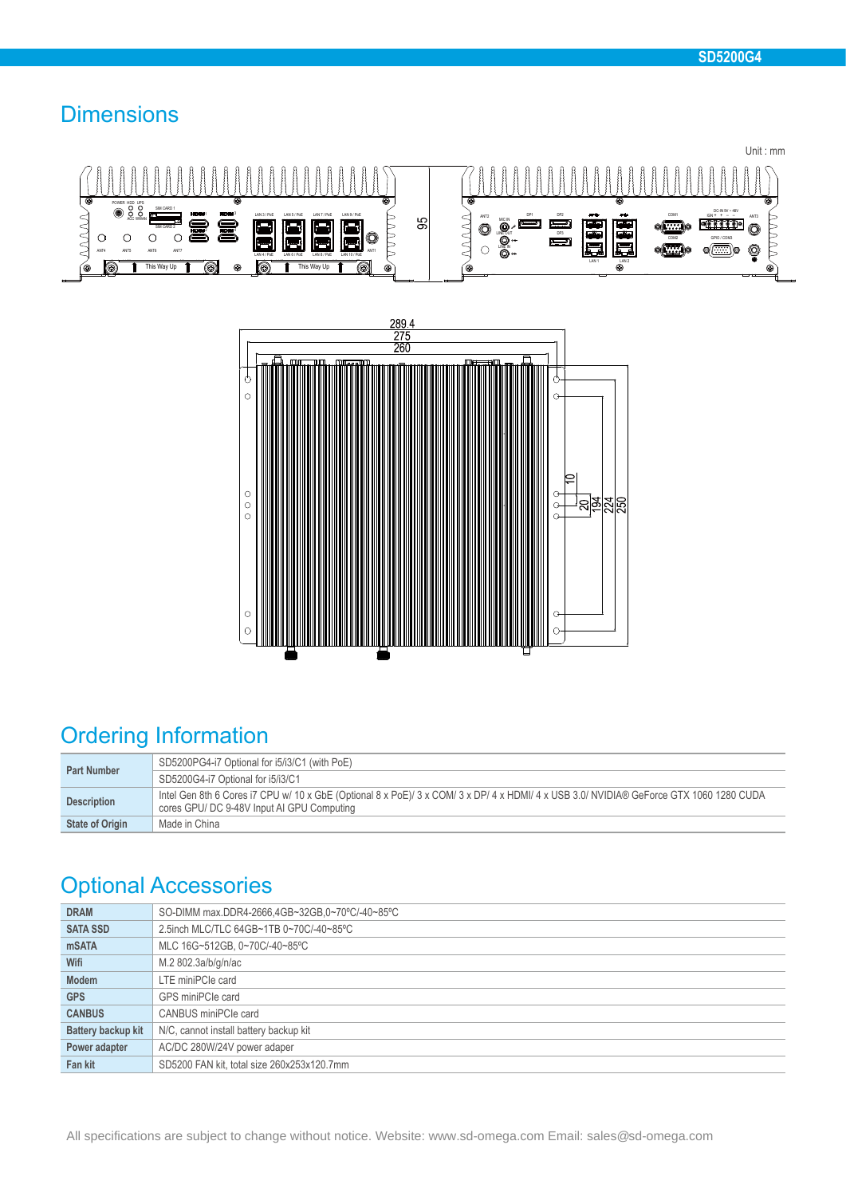## Dimensions

Unit : mm

95

289.4
275
260

10
20
194
224
250

## Ordering Information

| | |
|---|---|
| **Part Number** | SD5200PG4-i7 Optional for i5/i3/C1 (with PoE) |
| | SD5200G4-i7 Optional for i5/i3/C1 |
| **Description** | Intel Gen 8th 6 Cores i7 CPU w/ 10 x GbE (Optional 8 x PoE)/ 3 x COM/ 3 x DP/ 4 x HDMI/ 4 x USB 3.0/ NVIDIA® GeForce GTX 1060 1280 CUDA cores GPU/ DC 9-48V Input AI GPU Computing |
| **State of Origin** | Made in China |

## Optional Accessories

| | |
|---|---|
| **DRAM** | SO-DIMM max.DDR4-2666,4GB~32GB,0~70ºC/-40~85ºC |
| **SATA SSD** | 2.5inch MLC/TLC 64GB~1TB 0~70C/-40~85ºC |
| **mSATA** | MLC 16G~512GB, 0~70C/-40~85ºC |
| **Wifi** | M.2 802.3a/b/g/n/ac |
| **Modem** | LTE miniPCIe card |
| **GPS** | GPS miniPCIe card |
| **CANBUS** | CANBUS miniPCIe card |
| **Battery backup kit** | N/C, cannot install battery backup kit |
| **Power adapter** | AC/DC 280W/24V power adaper |
| **Fan kit** | SD5200 FAN kit, total size 260x253x120.7mm |

All specifications are subject to change without notice. Website: www.sd-omega.com Email: sales@sd-omega.com